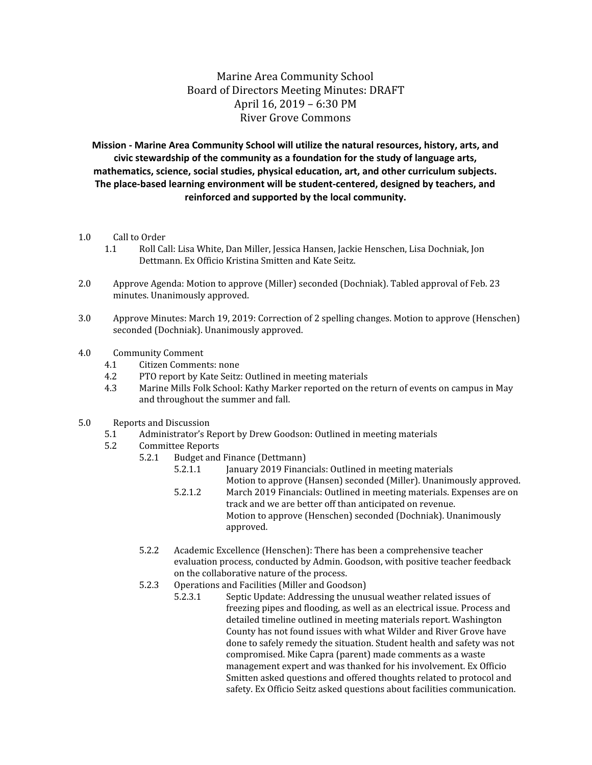# Marine Area Community School
## Board of Directors Meeting Minutes: DRAFT
## April 16, 2019 – 6:30 PM
## River Grove Commons

**Mission - Marine Area Community School will utilize the natural resources, history, arts, and civic stewardship of the community as a foundation for the study of language arts, mathematics, science, social studies, physical education, art, and other curriculum subjects. The place-based learning environment will be student-centered, designed by teachers, and reinforced and supported by the local community.**

- 1.0 Call to Order
  - 1.1 Roll Call: Lisa White, Dan Miller, Jessica Hansen, Jackie Henschen, Lisa Dochniak, Jon Dettmann. Ex Officio Kristina Smitten and Kate Seitz.
- 2.0 Approve Agenda: Motion to approve (Miller) seconded (Dochniak). Tabled approval of Feb. 23 minutes. Unanimously approved.
- 3.0 Approve Minutes: March 19, 2019: Correction of 2 spelling changes. Motion to approve (Henschen) seconded (Dochniak). Unanimously approved.
- 4.0 Community Comment
  - 4.1 Citizen Comments: none
  - 4.2 PTO report by Kate Seitz: Outlined in meeting materials
  - 4.3 Marine Mills Folk School: Kathy Marker reported on the return of events on campus in May and throughout the summer and fall.
- 5.0 Reports and Discussion
  - 5.1 Administrator's Report by Drew Goodson: Outlined in meeting materials
  - 5.2 Committee Reports
    - 5.2.1 Budget and Finance (Dettmann)
      - 5.2.1.1 January 2019 Financials: Outlined in meeting materials
        Motion to approve (Hansen) seconded (Miller). Unanimously approved.
      - 5.2.1.2 March 2019 Financials: Outlined in meeting materials. Expenses are on track and we are better off than anticipated on revenue.
        Motion to approve (Henschen) seconded (Dochniak). Unanimously approved.
    - 5.2.2 Academic Excellence (Henschen): There has been a comprehensive teacher evaluation process, conducted by Admin. Goodson, with positive teacher feedback on the collaborative nature of the process.
    - 5.2.3 Operations and Facilities (Miller and Goodson)
      - 5.2.3.1 Septic Update: Addressing the unusual weather related issues of freezing pipes and flooding, as well as an electrical issue. Process and detailed timeline outlined in meeting materials report. Washington County has not found issues with what Wilder and River Grove have done to safely remedy the situation. Student health and safety was not compromised. Mike Capra (parent) made comments as a waste management expert and was thanked for his involvement. Ex Officio Smitten asked questions and offered thoughts related to protocol and safety. Ex Officio Seitz asked questions about facilities communication.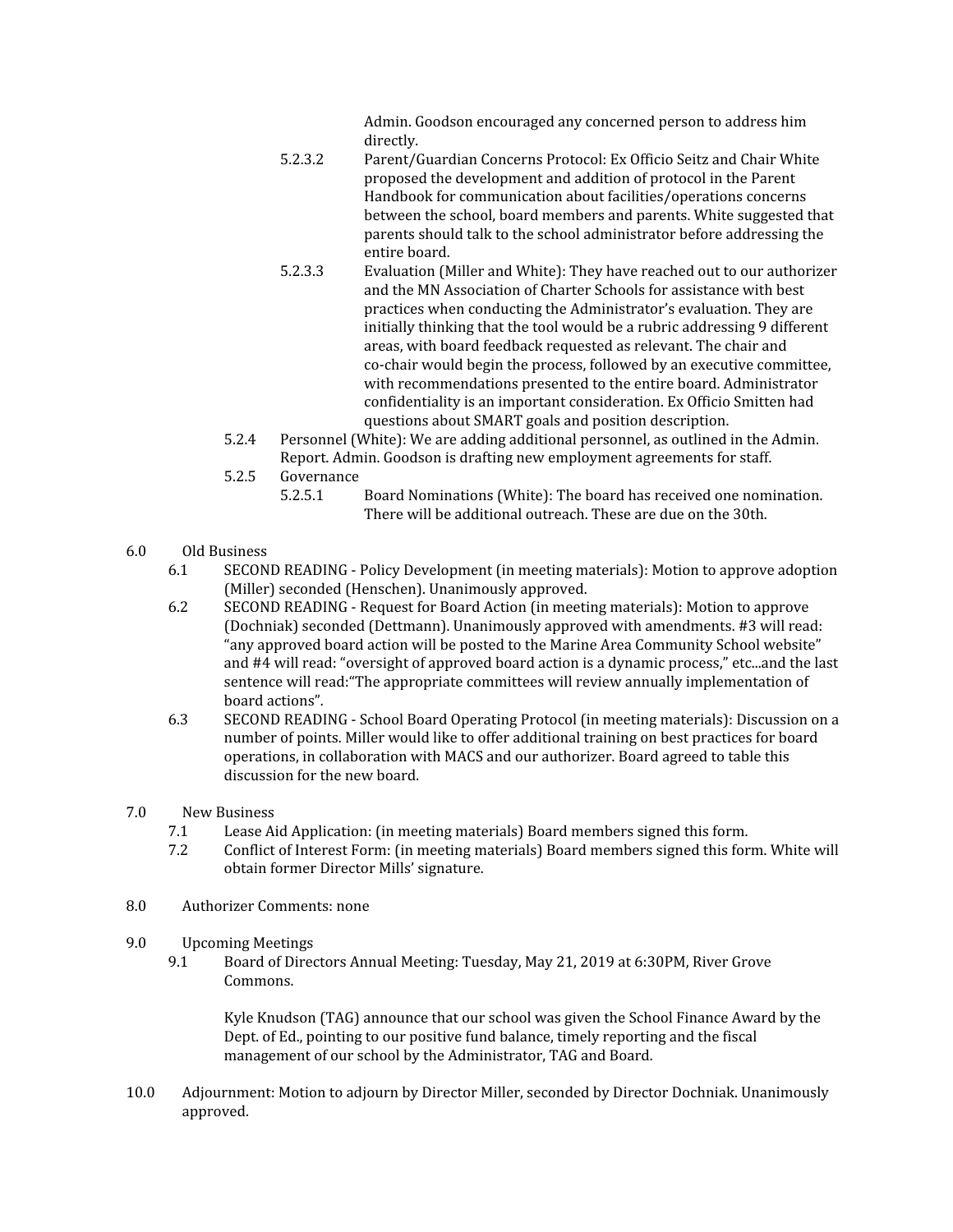Admin. Goodson encouraged any concerned person to address him directly.

5.2.3.2 Parent/Guardian Concerns Protocol: Ex Officio Seitz and Chair White proposed the development and addition of protocol in the Parent Handbook for communication about facilities/operations concerns between the school, board members and parents. White suggested that parents should talk to the school administrator before addressing the entire board.

5.2.3.3 Evaluation (Miller and White): They have reached out to our authorizer and the MN Association of Charter Schools for assistance with best practices when conducting the Administrator's evaluation. They are initially thinking that the tool would be a rubric addressing 9 different areas, with board feedback requested as relevant. The chair and co-chair would begin the process, followed by an executive committee, with recommendations presented to the entire board. Administrator confidentiality is an important consideration. Ex Officio Smitten had questions about SMART goals and position description.

5.2.4 Personnel (White): We are adding additional personnel, as outlined in the Admin. Report. Admin. Goodson is drafting new employment agreements for staff.

5.2.5 Governance

5.2.5.1 Board Nominations (White): The board has received one nomination. There will be additional outreach. These are due on the 30th.

6.0 Old Business

6.1 SECOND READING - Policy Development (in meeting materials): Motion to approve adoption (Miller) seconded (Henschen). Unanimously approved.

6.2 SECOND READING - Request for Board Action (in meeting materials): Motion to approve (Dochniak) seconded (Dettmann). Unanimously approved with amendments. #3 will read: "any approved board action will be posted to the Marine Area Community School website" and #4 will read: "oversight of approved board action is a dynamic process," etc...and the last sentence will read:"The appropriate committees will review annually implementation of board actions".

6.3 SECOND READING - School Board Operating Protocol (in meeting materials): Discussion on a number of points. Miller would like to offer additional training on best practices for board operations, in collaboration with MACS and our authorizer. Board agreed to table this discussion for the new board.

7.0 New Business

7.1 Lease Aid Application: (in meeting materials) Board members signed this form.

7.2 Conflict of Interest Form: (in meeting materials) Board members signed this form. White will obtain former Director Mills' signature.

8.0 Authorizer Comments: none

9.0 Upcoming Meetings

9.1 Board of Directors Annual Meeting: Tuesday, May 21, 2019 at 6:30PM, River Grove Commons.

Kyle Knudson (TAG) announce that our school was given the School Finance Award by the Dept. of Ed., pointing to our positive fund balance, timely reporting and the fiscal management of our school by the Administrator, TAG and Board.

10.0 Adjournment: Motion to adjourn by Director Miller, seconded by Director Dochniak. Unanimously approved.